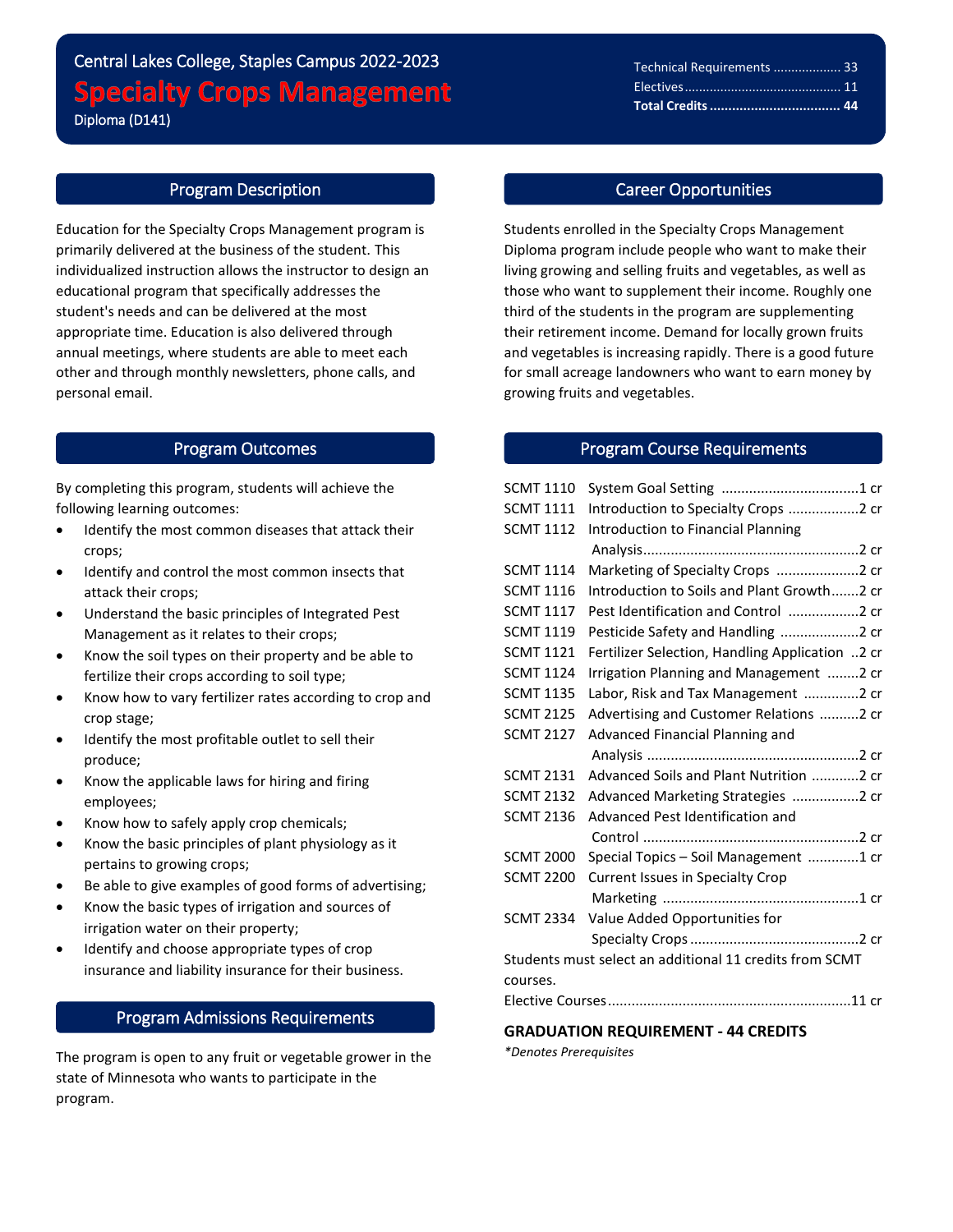Central Lakes College, Staples Campus 2022-2023

# Specialty Crops Management

Diploma (D141)

| | |
|---|---|
| Technical Requirements | 33 |
| Electives | 11 |
| **Total Credits** | **44** |

## Program Description

Education for the Specialty Crops Management program is primarily delivered at the business of the student. This individualized instruction allows the instructor to design an educational program that specifically addresses the student's needs and can be delivered at the most appropriate time. Education is also delivered through annual meetings, where students are able to meet each other and through monthly newsletters, phone calls, and personal email.

## Program Outcomes

By completing this program, students will achieve the following learning outcomes:

- Identify the most common diseases that attack their crops;
- Identify and control the most common insects that attack their crops;
- Understand the basic principles of Integrated Pest Management as it relates to their crops;
- Know the soil types on their property and be able to fertilize their crops according to soil type;
- Know how to vary fertilizer rates according to crop and crop stage;
- Identify the most profitable outlet to sell their produce;
- Know the applicable laws for hiring and firing employees;
- Know how to safely apply crop chemicals;
- Know the basic principles of plant physiology as it pertains to growing crops;
- Be able to give examples of good forms of advertising;
- Know the basic types of irrigation and sources of irrigation water on their property;
- Identify and choose appropriate types of crop insurance and liability insurance for their business.

## Program Admissions Requirements

The program is open to any fruit or vegetable grower in the state of Minnesota who wants to participate in the program.

## Career Opportunities

Students enrolled in the Specialty Crops Management Diploma program include people who want to make their living growing and selling fruits and vegetables, as well as those who want to supplement their income. Roughly one third of the students in the program are supplementing their retirement income. Demand for locally grown fruits and vegetables is increasing rapidly. There is a good future for small acreage landowners who want to earn money by growing fruits and vegetables.

## Program Course Requirements

| Course | Title | Credits |
|---|---|---|
| SCMT 1110 | System Goal Setting | 1 cr |
| SCMT 1111 | Introduction to Specialty Crops | 2 cr |
| SCMT 1112 | Introduction to Financial Planning Analysis | 2 cr |
| SCMT 1114 | Marketing of Specialty Crops | 2 cr |
| SCMT 1116 | Introduction to Soils and Plant Growth | 2 cr |
| SCMT 1117 | Pest Identification and Control | 2 cr |
| SCMT 1119 | Pesticide Safety and Handling | 2 cr |
| SCMT 1121 | Fertilizer Selection, Handling Application | 2 cr |
| SCMT 1124 | Irrigation Planning and Management | 2 cr |
| SCMT 1135 | Labor, Risk and Tax Management | 2 cr |
| SCMT 2125 | Advertising and Customer Relations | 2 cr |
| SCMT 2127 | Advanced Financial Planning and Analysis | 2 cr |
| SCMT 2131 | Advanced Soils and Plant Nutrition | 2 cr |
| SCMT 2132 | Advanced Marketing Strategies | 2 cr |
| SCMT 2136 | Advanced Pest Identification and Control | 2 cr |
| SCMT 2000 | Special Topics – Soil Management | 1 cr |
| SCMT 2200 | Current Issues in Specialty Crop Marketing | 1 cr |
| SCMT 2334 | Value Added Opportunities for Specialty Crops | 2 cr |

Students must select an additional 11 credits from SCMT courses.

Elective Courses .......... 11 cr

**GRADUATION REQUIREMENT - 44 CREDITS**

*\*Denotes Prerequisites*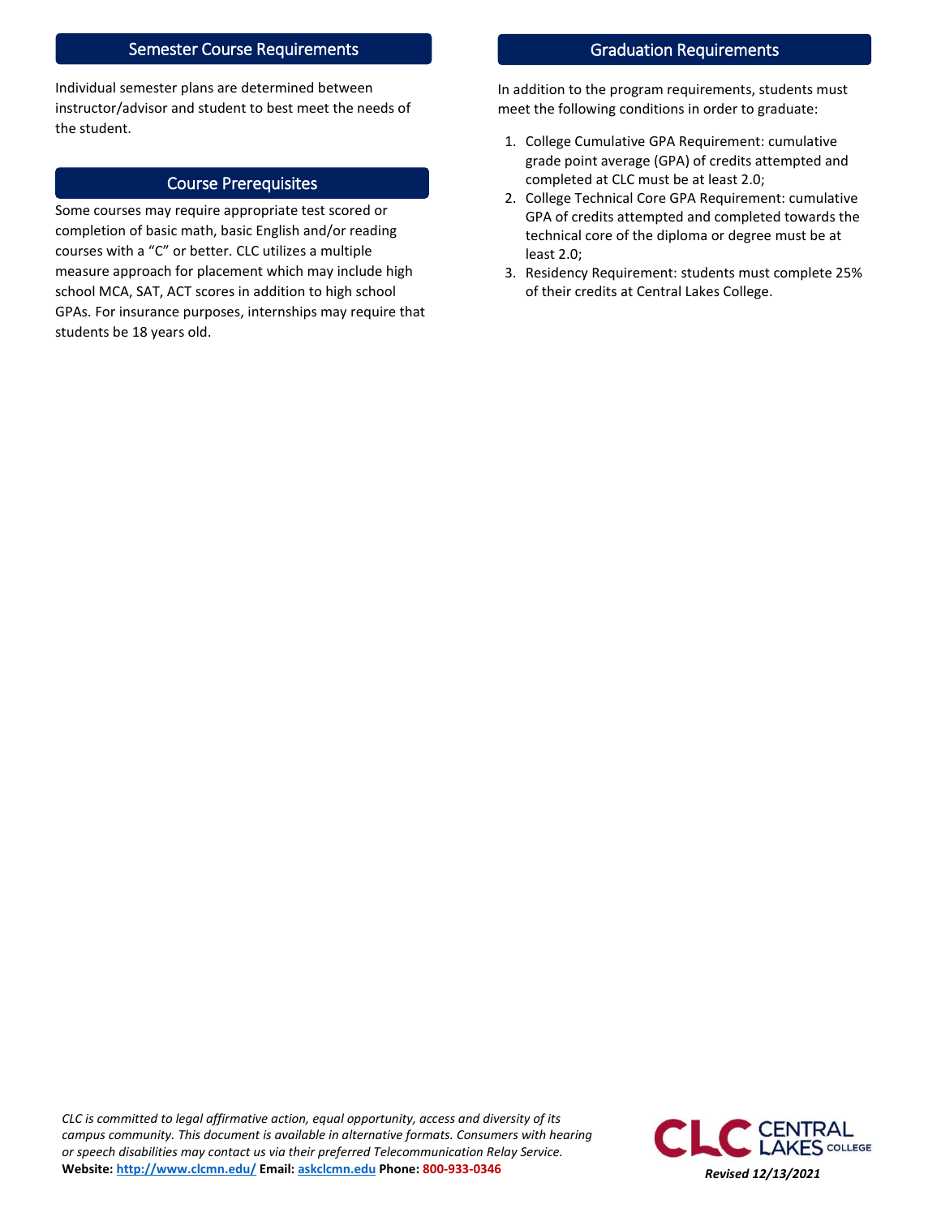## Semester Course Requirements

Individual semester plans are determined between instructor/advisor and student to best meet the needs of the student.

## Course Prerequisites

Some courses may require appropriate test scored or completion of basic math, basic English and/or reading courses with a "C" or better. CLC utilizes a multiple measure approach for placement which may include high school MCA, SAT, ACT scores in addition to high school GPAs. For insurance purposes, internships may require that students be 18 years old.

## Graduation Requirements

In addition to the program requirements, students must meet the following conditions in order to graduate:

1. College Cumulative GPA Requirement: cumulative grade point average (GPA) of credits attempted and completed at CLC must be at least 2.0;
2. College Technical Core GPA Requirement: cumulative GPA of credits attempted and completed towards the technical core of the diploma or degree must be at least 2.0;
3. Residency Requirement: students must complete 25% of their credits at Central Lakes College.

*CLC is committed to legal affirmative action, equal opportunity, access and diversity of its campus community. This document is available in alternative formats. Consumers with hearing or speech disabilities may contact us via their preferred Telecommunication Relay Service.*
**Website:** [http://www.clcmn.edu/](http://www.clcmn.edu/) **Email:** askclcmn.edu **Phone:** 800-933-0346

CLC CENTRAL LAKES COLLEGE

***Revised 12/13/2021***